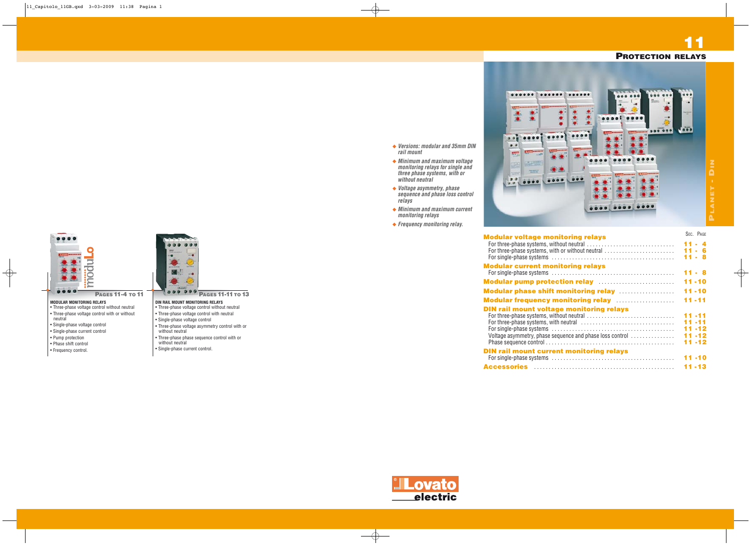# 11

## Protection relays

- *Versions: modular and 35mm DIN rail mount*
- *Minimum and maximum voltage monitoring relays for single and three phase systems, with or without neutral*
- *Voltage asymmetry, phase sequence and phase loss control relays*
- *Minimum and maximum current monitoring relays*
- *Frequency monitoring relay.*

| | Sec. Page |
|---|---|
| **Modular voltage monitoring relays** | |
| For three-phase systems, without neutral | 11 - 4 |
| For three-phase systems, with or without neutral | 11 - 6 |
| For single-phase systems | 11 - 8 |
| **Modular current monitoring relays** | |
| For single-phase systems | 11 - 8 |
| **Modular pump protection relay** | 11 -10 |
| **Modular phase shift monitoring relay** | 11 -10 |
| **Modular frequency monitoring relay** | 11 -11 |
| **DIN rail mount voltage monitoring relays** | |
| For three-phase systems, without neutral | 11 -11 |
| For three-phase systems, with neutral | 11 -11 |
| For single-phase systems | 11 -12 |
| Voltage asymmetry, phase sequence and phase loss control | 11 -12 |
| Phase sequence control | 11 -12 |
| **DIN rail mount current monitoring relays** | |
| For single-phase systems | 11 -10 |
| **Accessories** | 11 -13 |

moduLo

**Pages 11-4 to 11**

**MODULAR MONITORING RELAYS**
- Three-phase voltage control without neutral
- Three-phase voltage control with or without neutral
- Single-phase voltage control
- Single-phase current control
- Pump protection
- Phase shift control
- Frequency control.

**Pages 11-11 to 13**

**DIN RAIL MOUNT MONITORING RELAYS**
- Three-phase voltage control without neutral
- Three-phase voltage control with neutral
- Single-phase voltage control
- Three-phase voltage asymmetry control with or without neutral
- Three-phase phase sequence control with or without neutral
- Single-phase current control.

Planet - DIN

Lovato electric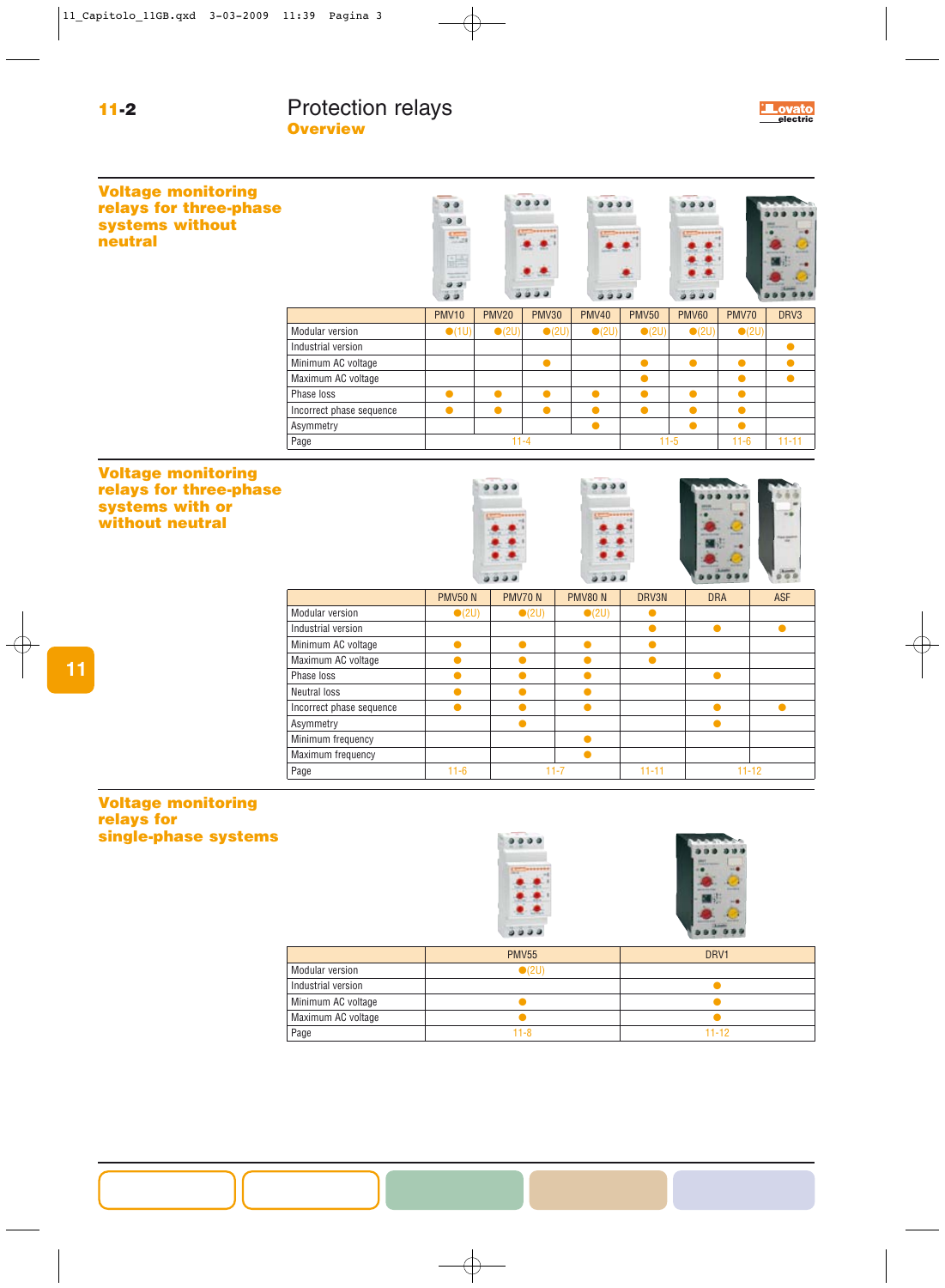# Protection relays

## Overview

### Voltage monitoring relays for three-phase systems without neutral

| | PMV10 | PMV20 | PMV30 | PMV40 | PMV50 | PMV60 | PMV70 | DRV3 |
|---|---|---|---|---|---|---|---|---|
| Modular version | ● (1U) | ● (2U) | ● (2U) | ● (2U) | ● (2U) | ● (2U) | ● (2U) | |
| Industrial version | | | | | | | | ● |
| Minimum AC voltage | | | ● | | ● | ● | ● | ● |
| Maximum AC voltage | | | | | ● | | ● | ● |
| Phase loss | ● | ● | ● | ● | ● | ● | ● | |
| Incorrect phase sequence | ● | ● | ● | ● | ● | ● | ● | |
| Asymmetry | | | | ● | | ● | ● | |
| Page | 11-4 | | | | 11-5 | | 11-6 | 11-11 |

### Voltage monitoring relays for three-phase systems with or without neutral

| | PMV50 N | PMV70 N | PMV80 N | DRV3N | DRA | ASF |
|---|---|---|---|---|---|---|
| Modular version | ● (2U) | ● (2U) | ● (2U) | ● | | |
| Industrial version | | | | ● | ● | ● |
| Minimum AC voltage | ● | ● | ● | ● | | |
| Maximum AC voltage | ● | ● | ● | ● | | |
| Phase loss | ● | ● | ● | | ● | |
| Neutral loss | ● | ● | ● | | | |
| Incorrect phase sequence | ● | ● | ● | | ● | ● |
| Asymmetry | | ● | | | ● | |
| Minimum frequency | | | ● | | | |
| Maximum frequency | | | ● | | | |
| Page | 11-6 | 11-7 | | 11-11 | 11-12 | |

### Voltage monitoring relays for single-phase systems

| | PMV55 | DRV1 |
|---|---|---|
| Modular version | ● (2U) | |
| Industrial version | | ● |
| Minimum AC voltage | ● | ● |
| Maximum AC voltage | ● | ● |
| Page | 11-8 | 11-12 |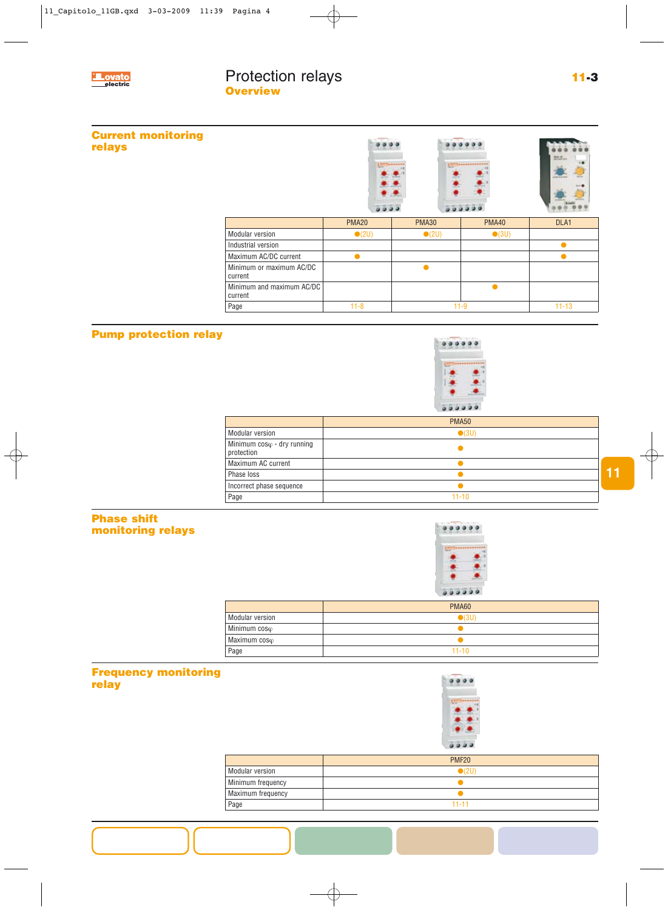# Protection relays

## Overview

### Current monitoring relays

| | PMA20 | PMA30 | PMA40 | DLA1 |
|---|---|---|---|---|
| Modular version | ●(2U) | ●(2U) | ●(3U) | |
| Industrial version | | | | ● |
| Maximum AC/DC current | ● | | | ● |
| Minimum or maximum AC/DC current | | ● | | |
| Minimum and maximum AC/DC current | | | ● | |
| Page | 11-8 | 11-9 | | 11-13 |

### Pump protection relay

| | PMA50 |
|---|---|
| Modular version | ●(3U) |
| Minimum cosφ - dry running protection | ● |
| Maximum AC current | ● |
| Phase loss | ● |
| Incorrect phase sequence | ● |
| Page | 11-10 |

### Phase shift monitoring relays

| | PMA60 |
|---|---|
| Modular version | ●(3U) |
| Minimum cosφ | ● |
| Maximum cosφ | ● |
| Page | 11-10 |

### Frequency monitoring relay

| | PMF20 |
|---|---|
| Modular version | ●(2U) |
| Minimum frequency | ● |
| Maximum frequency | ● |
| Page | 11-11 |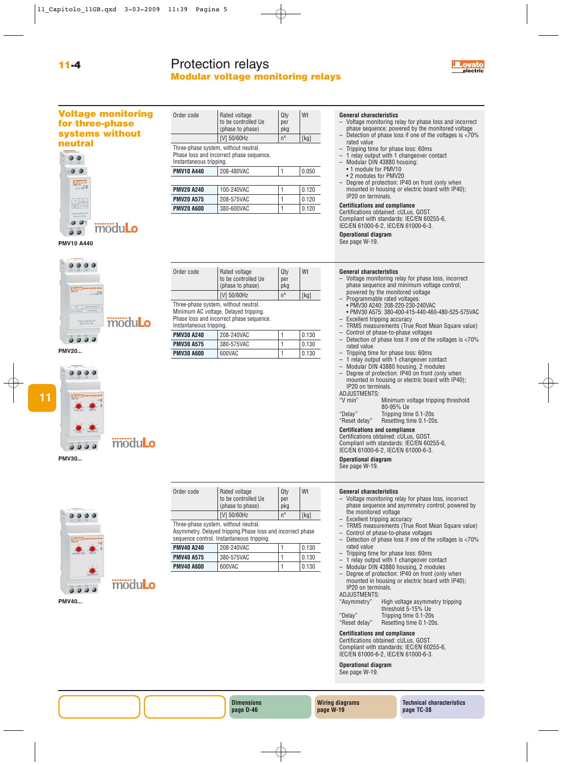# Protection relays

## Modular voltage monitoring relays

### Voltage monitoring for three-phase systems without neutral

PMV10 A440

| Order code | Rated voltage to be controlled Ue (phase to phase) | Qty per pkg | Wt |
|---|---|---|---|
| | [V] 50/60Hz | n° | [kg] |
| Three-phase system, without neutral. Phase loss and incorrect phase sequence. Instantaneous tripping. | | | |
| **PMV10 A440** | 208-480VAC | 1 | 0.050 |
| **PMV20 A240** | 100-240VAC | 1 | 0.120 |
| **PMV20 A575** | 208-575VAC | 1 | 0.120 |
| **PMV20 A600** | 380-600VAC | 1 | 0.120 |

**General characteristics**
- Voltage monitoring relay for phase loss and incorrect phase sequence; powered by the monitored voltage
- Detection of phase loss if one of the voltages is <70% rated value
- Tripping time for phase loss: 60ms
- 1 relay output with 1 changeover contact
- Modular DIN 43880 housing:
  - 1 module for PMV10
  - 2 modules for PMV20
- Degree of protection: IP40 on front (only when mounted in housing or electric board with IP40); IP20 on terminals.

**Certifications and compliance**
Certifications obtained: cULus, GOST.
Compliant with standards: IEC/EN 60255-6, IEC/EN 61000-6-2, IEC/EN 61000-6-3.

**Operational diagram**
See page W-19.

PMV20...

PMV30...

| Order code | Rated voltage to be controlled Ue (phase to phase) | Qty per pkg | Wt |
|---|---|---|---|
| | [V] 50/60Hz | n° | [kg] |
| Three-phase system, without neutral. Minimum AC voltage. Delayed tripping. Phase loss and incorrect phase sequence. Instantaneous tripping. | | | |
| **PMV30 A240** | 208-240VAC | 1 | 0.130 |
| **PMV30 A575** | 380-575VAC | 1 | 0.130 |
| **PMV30 A600** | 600VAC | 1 | 0.130 |

**General characteristics**
- Voltage monitoring relay for phase loss, incorrect phase sequence and minimum voltage control; powered by the monitored voltage
- Programmable rated voltages:
  - PMV30 A240: 208-220-230-240VAC
  - PMV30 A575: 380-400-415-440-460-480-525-575VAC
- Excellent tripping accuracy
- TRMS measurements (True Root Mean Square value)
- Control of phase-to-phase voltages
- Detection of phase loss if one of the voltages is <70% rated value
- Tripping time for phase loss: 60ms
- 1 relay output with 1 changeover contact
- Modular DIN 43880 housing, 2 modules
- Degree of protection: IP40 on front (only when mounted in housing or electric board with IP40); IP20 on terminals.

ADJUSTMENTS:

| | |
|---|---|
| "V min" | Minimum voltage tripping threshold 80-95% Ue |
| "Delay" | Tripping time 0.1-20s |
| "Reset delay" | Resetting time 0.1-20s. |

**Certifications and compliance**
Certifications obtained: cULus, GOST.
Compliant with standards: IEC/EN 60255-6, IEC/EN 61000-6-2, IEC/EN 61000-6-3.

**Operational diagram**
See page W-19.

PMV40...

| Order code | Rated voltage to be controlled Ue (phase to phase) | Qty per pkg | Wt |
|---|---|---|---|
| | [V] 50/60Hz | n° | [kg] |
| Three-phase system, without neutral. Asymmetry. Delayed tripping.Phase loss and incorrect phase sequence control. Instantaneous tripping. | | | |
| **PMV40 A240** | 208-240VAC | 1 | 0.130 |
| **PMV40 A575** | 380-575VAC | 1 | 0.130 |
| **PMV40 A600** | 600VAC | 1 | 0.130 |

**General characteristics**
- Voltage monitoring relay for phase loss, incorrect phase sequence and asymmetry control; powered by the monitored voltage
- Excellent tripping accuracy
- TRMS measurements (True Root Mean Square value)
- Control of phase-to-phase voltages
- Detection of phase loss if one of the voltages is <70% rated value
- Tripping time for phase loss: 60ms
- 1 relay output with 1 changeover contact
- Modular DIN 43880 housing, 2 modules
- Degree of protection: IP40 on front (only when mounted in housing or electric board with IP40); IP20 on terminals.

ADJUSTMENTS:

| | |
|---|---|
| "Asymmetry" | High voltage asymmetry tripping threshold 5-15% Ue |
| "Delay" | Tripping time 0.1-20s |
| "Reset delay" | Resetting time 0.1-20s. |

**Certifications and compliance**
Certifications obtained: cULus, GOST.
Compliant with standards: IEC/EN 60255-6, IEC/EN 61000-6-2, IEC/EN 61000-6-3.

**Operational diagram**
See page W-19.

Dimensions page D-46 | Wiring diagrams page W-19 | Technical characteristics page TC-38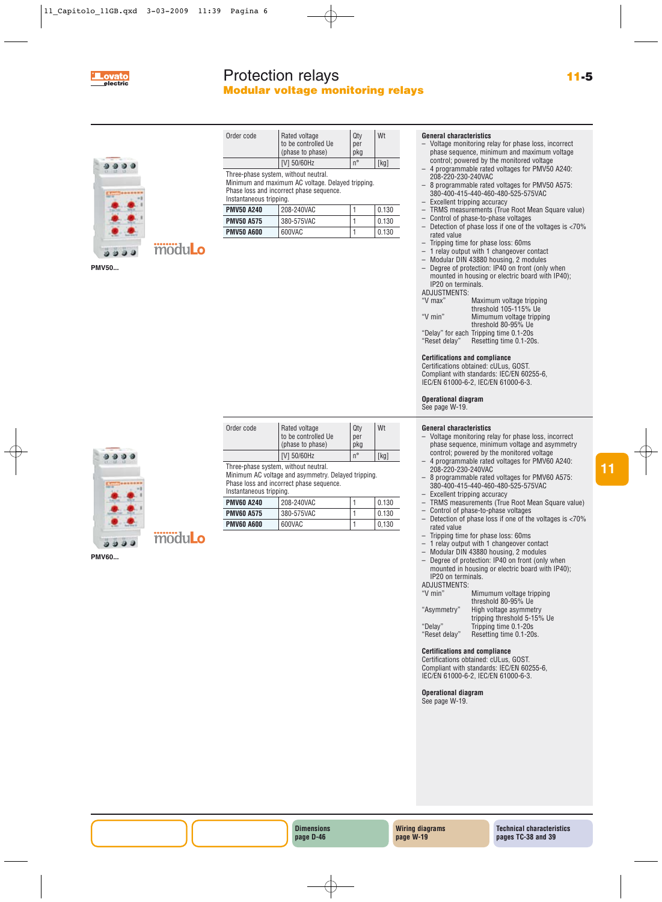# Protection relays

## Modular voltage monitoring relays

PMV50...

| Order code | Rated voltage to be controlled Ue (phase to phase) | Qty per pkg | Wt |
|---|---|---|---|
| | [V] 50/60Hz | n° | [kg] |
| Three-phase system, without neutral. Minimum and maximum AC voltage. Delayed tripping. Phase loss and incorrect phase sequence. Instantaneous tripping. | | | |
| **PMV50 A240** | 208-240VAC | 1 | 0.130 |
| **PMV50 A575** | 380-575VAC | 1 | 0.130 |
| **PMV50 A600** | 600VAC | 1 | 0.130 |

**General characteristics**

- Voltage monitoring relay for phase loss, incorrect phase sequence, minimum and maximum voltage control; powered by the monitored voltage
- 4 programmable rated voltages for PMV50 A240: 208-220-230-240VAC
- 8 programmable rated voltages for PMV50 A575: 380-400-415-440-460-480-525-575VAC
- Excellent tripping accuracy
- TRMS measurements (True Root Mean Square value)
- Control of phase-to-phase voltages
- Detection of phase loss if one of the voltages is <70% rated value
- Tripping time for phase loss: 60ms
- 1 relay output with 1 changeover contact
- Modular DIN 43880 housing, 2 modules
- Degree of protection: IP40 on front (only when mounted in housing or electric board with IP40); IP20 on terminals.

ADJUSTMENTS:

"V max" Maximum voltage tripping threshold 105-115% Ue
"V min" Mimumum voltage tripping threshold 80-95% Ue
"Delay" for each Tripping time 0.1-20s
"Reset delay" Resetting time 0.1-20s.

**Certifications and compliance**

Certifications obtained: cULus, GOST.
Compliant with standards: IEC/EN 60255-6, IEC/EN 61000-6-2, IEC/EN 61000-6-3.

**Operational diagram**

See page W-19.

PMV60...

| Order code | Rated voltage to be controlled Ue (phase to phase) | Qty per pkg | Wt |
|---|---|---|---|
| | [V] 50/60Hz | n° | [kg] |
| Three-phase system, without neutral. Minimum AC voltage and asymmetry. Delayed tripping. Phase loss and incorrect phase sequence. Instantaneous tripping. | | | |
| **PMV60 A240** | 208-240VAC | 1 | 0.130 |
| **PMV60 A575** | 380-575VAC | 1 | 0.130 |
| **PMV60 A600** | 600VAC | 1 | 0,130 |

**General characteristics**

- Voltage monitoring relay for phase loss, incorrect phase sequence, minimum voltage and asymmetry control; powered by the monitored voltage
- 4 programmable rated voltages for PMV60 A240: 208-220-230-240VAC
- 8 programmable rated voltages for PMV60 A575: 380-400-415-440-460-480-525-575VAC
- Excellent tripping accuracy
- TRMS measurements (True Root Mean Square value)
- Control of phase-to-phase voltages
- Detection of phase loss if one of the voltages is <70% rated value
- Tripping time for phase loss: 60ms
- 1 relay output with 1 changeover contact
- Modular DIN 43880 housing, 2 modules
- Degree of protection: IP40 on front (only when mounted in housing or electric board with IP40); IP20 on terminals.

ADJUSTMENTS:

"V min" Mimumum voltage tripping threshold 80-95% Ue
"Asymmetry" High voltage asymmetry tripping threshold 5-15% Ue
"Delay" Tripping time 0.1-20s
"Reset delay" Resetting time 0.1-20s.

**Certifications and compliance**

Certifications obtained: cULus, GOST.
Compliant with standards: IEC/EN 60255-6, IEC/EN 61000-6-2, IEC/EN 61000-6-3.

**Operational diagram**

See page W-19.

**Dimensions** page D-46 | **Wiring diagrams** page W-19 | **Technical characteristics** pages TC-38 and 39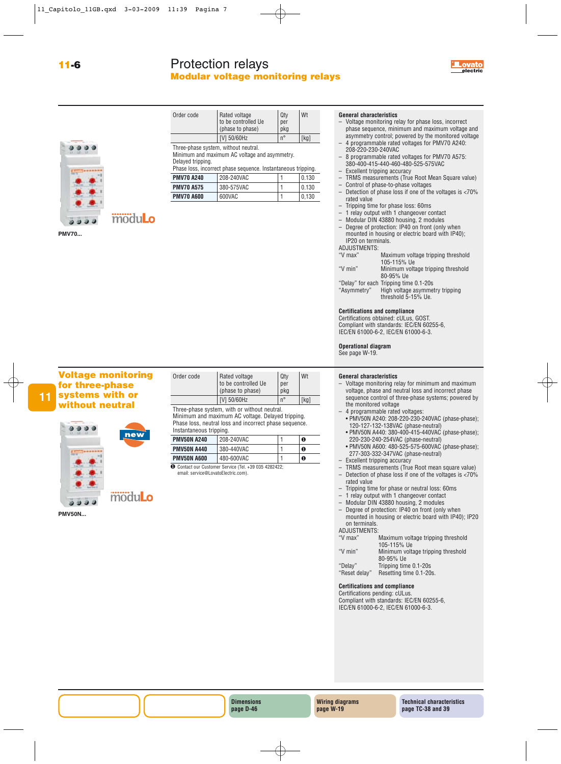# Protection relays

## Modular voltage monitoring relays

PMV70...

| Order code | Rated voltage to be controlled Ue (phase to phase) | Qty per pkg | Wt |
|---|---|---|---|
| | [V] 50/60Hz | n° | [kg] |
| Three-phase system, without neutral. Minimum and maximum AC voltage and asymmetry. Delayed tripping. Phase loss, incorrect phase sequence. Instantaneous tripping. | | | |
| **PMV70 A240** | 208-240VAC | 1 | 0.130 |
| **PMV70 A575** | 380-575VAC | 1 | 0.130 |
| **PMV70 A600** | 600VAC | 1 | 0,130 |

**General characteristics**

- Voltage monitoring relay for phase loss, incorrect phase sequence, minimum and maximum voltage and asymmetry control; powered by the monitored voltage
- 4 programmable rated voltages for PMV70 A240: 208-220-230-240VAC
- 8 programmable rated voltages for PMV70 A575: 380-400-415-440-460-480-525-575VAC
- Excellent tripping accuracy
- TRMS measurements (True Root Mean Square value)
- Control of phase-to-phase voltages
- Detection of phase loss if one of the voltages is <70% rated value
- Tripping time for phase loss: 60ms
- 1 relay output with 1 changeover contact
- Modular DIN 43880 housing, 2 modules
- Degree of protection: IP40 on front (only when mounted in housing or electric board with IP40); IP20 on terminals.

ADJUSTMENTS:

| | |
|---|---|
| "V max" | Maximum voltage tripping threshold 105-115% Ue |
| "V min" | Minimum voltage tripping threshold 80-95% Ue |
| "Delay" for each | Tripping time 0.1-20s |
| "Asymmetry" | High voltage asymmetry tripping threshold 5-15% Ue. |

**Certifications and compliance**

Certifications obtained: cULus, GOST.
Compliant with standards: IEC/EN 60255-6, IEC/EN 61000-6-2, IEC/EN 61000-6-3.

**Operational diagram**

See page W-19.

## Voltage monitoring for three-phase systems with or without neutral

new

PMV50N...

| Order code | Rated voltage to be controlled Ue (phase to phase) | Qty per pkg | Wt |
|---|---|---|---|
| | [V] 50/60Hz | n° | [kg] |
| Three-phase system, with or without neutral. Minimum and maximum AC voltage. Delayed tripping. Phase loss, neutral loss and incorrect phase sequence. Instantaneous tripping. | | | |
| **PMV50N A240** | 208-240VAC | 1 | ❶ |
| **PMV50N A440** | 380-440VAC | 1 | ❶ |
| **PMV50N A600** | 480-600VAC | 1 | ❶ |

❶ Contact our Customer Service (Tel. +39 035 4282422; email: service@LovatoElectric.com).

**General characteristics**

- Voltage monitoring relay for minimum and maximum voltage, phase and neutral loss and incorrect phase sequence control of three-phase systems; powered by the monitored voltage
- 4 programmable rated voltages:
  - PMV50N A240: 208-220-230-240VAC (phase-phase); 120-127-132-138VAC (phase-neutral)
  - PMV50N A440: 380-400-415-440VAC (phase-phase); 220-230-240-254VAC (phase-neutral)
  - PMV50N A600: 480-525-575-600VAC (phase-phase); 277-303-332-347VAC (phase-neutral)
- Excellent tripping accuracy
- TRMS measurements (True Root mean square value)
- Detection of phase loss if one of the voltages is <70% rated value
- Tripping time for phase or neutral loss: 60ms
- 1 relay output with 1 changeover contact
- Modular DIN 43880 housing, 2 modules
- Degree of protection: IP40 on front (only when mounted in housing or electric board with IP40); IP20 on terminals.

ADJUSTMENTS:

| | |
|---|---|
| "V max" | Maximum voltage tripping threshold 105-115% Ue |
| "V min" | Minimum voltage tripping threshold 80-95% Ue |
| "Delay" | Tripping time 0.1-20s |
| "Reset delay" | Resetting time 0.1-20s. |

**Certifications and compliance**

Certifications pending: cULus.
Compliant with standards: IEC/EN 60255-6, IEC/EN 61000-6-2, IEC/EN 61000-6-3.

Dimensions page D-46 | Wiring diagrams page W-19 | Technical characteristics page TC-38 and 39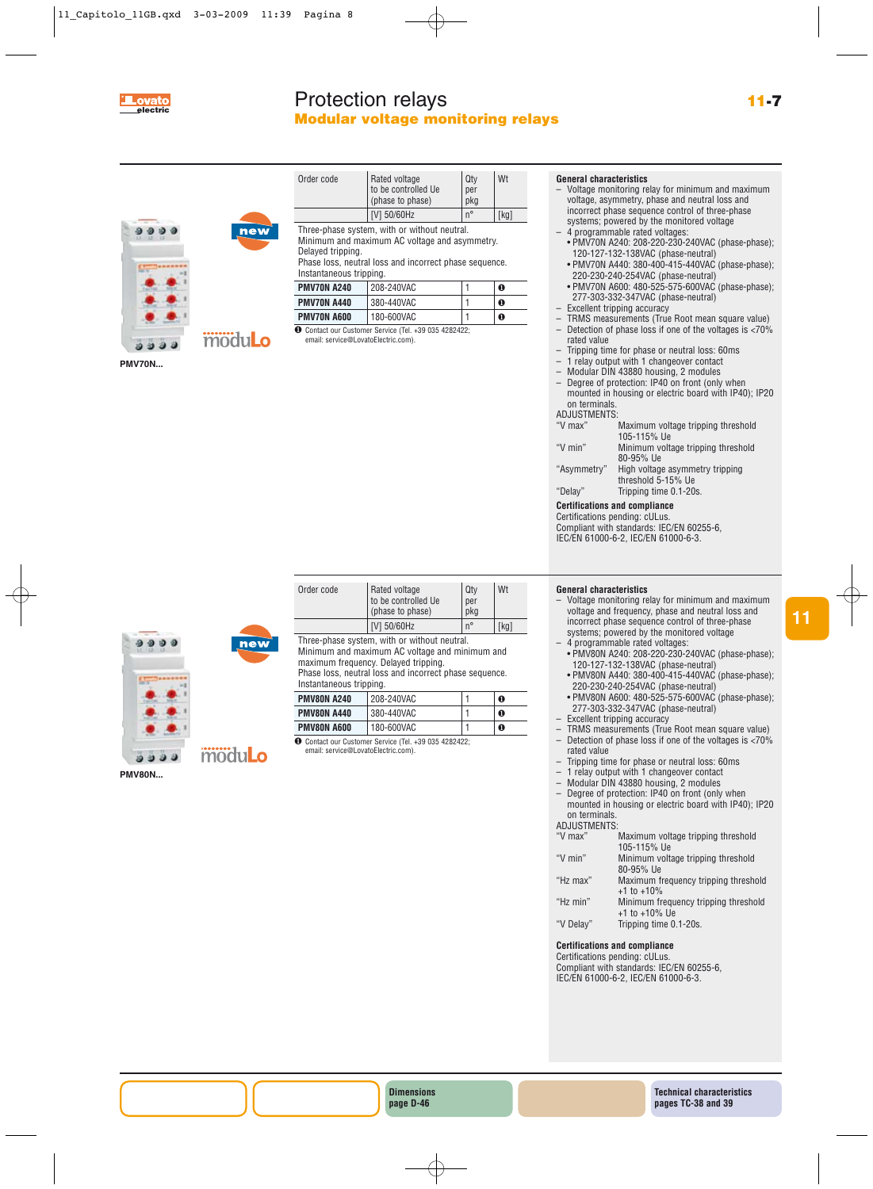# Protection relays

## Modular voltage monitoring relays

PMV70N...

| Order code | Rated voltage to be controlled Ue (phase to phase) | Qty per pkg | Wt |
|---|---|---|---|
| | [V] 50/60Hz | n° | [kg] |
| Three-phase system, with or without neutral. Minimum and maximum AC voltage and asymmetry. Delayed tripping. Phase loss, neutral loss and incorrect phase sequence. Instantaneous tripping. | | | |
| **PMV70N A240** | 208-240VAC | 1 | ❶ |
| **PMV70N A440** | 380-440VAC | 1 | ❶ |
| **PMV70N A600** | 180-600VAC | 1 | ❶ |

❶ Contact our Customer Service (Tel. +39 035 4282422; email: service@LovatoElectric.com).

**General characteristics**
- Voltage monitoring relay for minimum and maximum voltage, asymmetry, phase and neutral loss and incorrect phase sequence control of three-phase systems; powered by the monitored voltage
- 4 programmable rated voltages:
  - PMV70N A240: 208-220-230-240VAC (phase-phase); 120-127-132-138VAC (phase-neutral)
  - PMV70N A440: 380-400-415-440VAC (phase-phase); 220-230-240-254VAC (phase-neutral)
  - PMV70N A600: 480-525-575-600VAC (phase-phase); 277-303-332-347VAC (phase-neutral)
- Excellent tripping accuracy
- TRMS measurements (True Root mean square value)
- Detection of phase loss if one of the voltages is <70% rated value
- Tripping time for phase or neutral loss: 60ms
- 1 relay output with 1 changeover contact
- Modular DIN 43880 housing, 2 modules
- Degree of protection: IP40 on front (only when mounted in housing or electric board with IP40); IP20 on terminals.

ADJUSTMENTS:

| | |
|---|---|
| "V max" | Maximum voltage tripping threshold 105-115% Ue |
| "V min" | Minimum voltage tripping threshold 80-95% Ue |
| "Asymmetry" | High voltage asymmetry tripping threshold 5-15% Ue |
| "Delay" | Tripping time 0.1-20s. |

**Certifications and compliance**
Certifications pending: cULus.
Compliant with standards: IEC/EN 60255-6, IEC/EN 61000-6-2, IEC/EN 61000-6-3.

PMV80N...

| Order code | Rated voltage to be controlled Ue (phase to phase) | Qty per pkg | Wt |
|---|---|---|---|
| | [V] 50/60Hz | n° | [kg] |
| Three-phase system, with or without neutral. Minimum and maximum AC voltage and minimum and maximum frequency. Delayed tripping. Phase loss, neutral loss and incorrect phase sequence. Instantaneous tripping. | | | |
| **PMV80N A240** | 208-240VAC | 1 | ❶ |
| **PMV80N A440** | 380-440VAC | 1 | ❶ |
| **PMV80N A600** | 180-600VAC | 1 | ❶ |

❶ Contact our Customer Service (Tel. +39 035 4282422; email: service@LovatoElectric.com).

**General characteristics**
- Voltage monitoring relay for minimum and maximum voltage and frequency, phase and neutral loss and incorrect phase sequence control of three-phase systems; powered by the monitored voltage
- 4 programmable rated voltages:
  - PMV80N A240: 208-220-230-240VAC (phase-phase); 120-127-132-138VAC (phase-neutral)
  - PMV80N A440: 380-400-415-440VAC (phase-phase); 220-230-240-254VAC (phase-neutral)
  - PMV80N A600: 480-525-575-600VAC (phase-phase); 277-303-332-347VAC (phase-neutral)
- Excellent tripping accuracy
- TRMS measurements (True Root mean square value)
- Detection of phase loss if one of the voltages is <70% rated value
- Tripping time for phase or neutral loss: 60ms
- 1 relay output with 1 changeover contact
- Modular DIN 43880 housing, 2 modules
- Degree of protection: IP40 on front (only when mounted in housing or electric board with IP40); IP20 on terminals.

ADJUSTMENTS:

| | |
|---|---|
| "V max" | Maximum voltage tripping threshold 105-115% Ue |
| "V min" | Minimum voltage tripping threshold 80-95% Ue |
| "Hz max" | Maximum frequency tripping threshold +1 to +10% |
| "Hz min" | Minimum frequency tripping threshold +1 to +10% Ue |
| "V Delay" | Tripping time 0.1-20s. |

**Certifications and compliance**
Certifications pending: cULus.
Compliant with standards: IEC/EN 60255-6, IEC/EN 61000-6-2, IEC/EN 61000-6-3.

Dimensions page D-46

Technical characteristics pages TC-38 and 39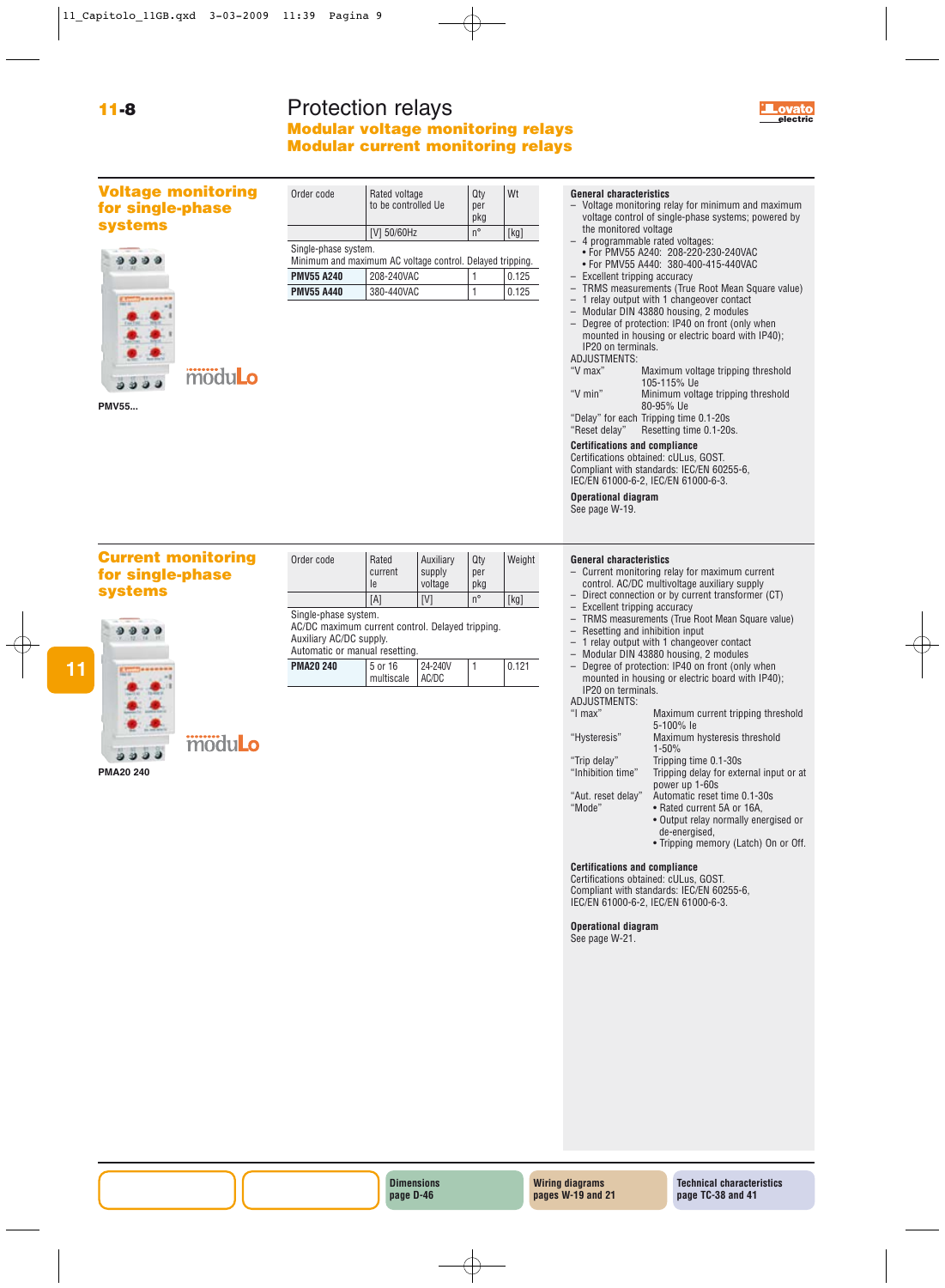# Protection relays

## Modular voltage monitoring relays
## Modular current monitoring relays

### Voltage monitoring for single-phase systems

PMV55...

| Order code | Rated voltage to be controlled Ue | Qty per pkg | Wt |
|---|---|---|---|
| | [V] 50/60Hz | n° | [kg] |
| Single-phase system. Minimum and maximum AC voltage control. Delayed tripping. | | | |
| **PMV55 A240** | 208-240VAC | 1 | 0.125 |
| **PMV55 A440** | 380-440VAC | 1 | 0.125 |

**General characteristics**

- Voltage monitoring relay for minimum and maximum voltage control of single-phase systems; powered by the monitored voltage
- 4 programmable rated voltages:
  - For PMV55 A240: 208-220-230-240VAC
  - For PMV55 A440: 380-400-415-440VAC
- Excellent tripping accuracy
- TRMS measurements (True Root Mean Square value)
- 1 relay output with 1 changeover contact
- Modular DIN 43880 housing, 2 modules
- Degree of protection: IP40 on front (only when mounted in housing or electric board with IP40); IP20 on terminals.

ADJUSTMENTS:

| | |
|---|---|
| "V max" | Maximum voltage tripping threshold 105-115% Ue |
| "V min" | Minimum voltage tripping threshold 80-95% Ue |
| "Delay" for each | Tripping time 0.1-20s |
| "Reset delay" | Resetting time 0.1-20s. |

**Certifications and compliance**

Certifications obtained: cULus, GOST.
Compliant with standards: IEC/EN 60255-6, IEC/EN 61000-6-2, IEC/EN 61000-6-3.

**Operational diagram**

See page W-19.

### Current monitoring for single-phase systems

PMA20 240

| Order code | Rated current Ie | Auxiliary supply voltage | Qty per pkg | Weight |
|---|---|---|---|---|
| | [A] | [V] | n° | [kg] |
| Single-phase system. AC/DC maximum current control. Delayed tripping. Auxiliary AC/DC supply. Automatic or manual resetting. | | | | |
| **PMA20 240** | 5 or 16 multiscale | 24-240V AC/DC | 1 | 0.121 |

**General characteristics**

- Current monitoring relay for maximum current control. AC/DC multivoltage auxiliary supply
- Direct connection or by current transformer (CT)
- Excellent tripping accuracy
- TRMS measurements (True Root Mean Square value)
- Resetting and inhibition input
- 1 relay output with 1 changeover contact
- Modular DIN 43880 housing, 2 modules
- Degree of protection: IP40 on front (only when mounted in housing or electric board with IP40); IP20 on terminals.

ADJUSTMENTS:

| | |
|---|---|
| "I max" | Maximum current tripping threshold 5-100% Ie |
| "Hysteresis" | Maximum hysteresis threshold 1-50% |
| "Trip delay" | Tripping time 0.1-30s |
| "Inhibition time" | Tripping delay for external input or at power up 1-60s |
| "Aut. reset delay" | Automatic reset time 0.1-30s |
| "Mode" | • Rated current 5A or 16A, • Output relay normally energised or de-energised, • Tripping memory (Latch) On or Off. |

**Certifications and compliance**

Certifications obtained: cULus, GOST.
Compliant with standards: IEC/EN 60255-6, IEC/EN 61000-6-2, IEC/EN 61000-6-3.

**Operational diagram**

See page W-21.

**Dimensions** page D-46

**Wiring diagrams** pages W-19 and 21

**Technical characteristics** page TC-38 and 41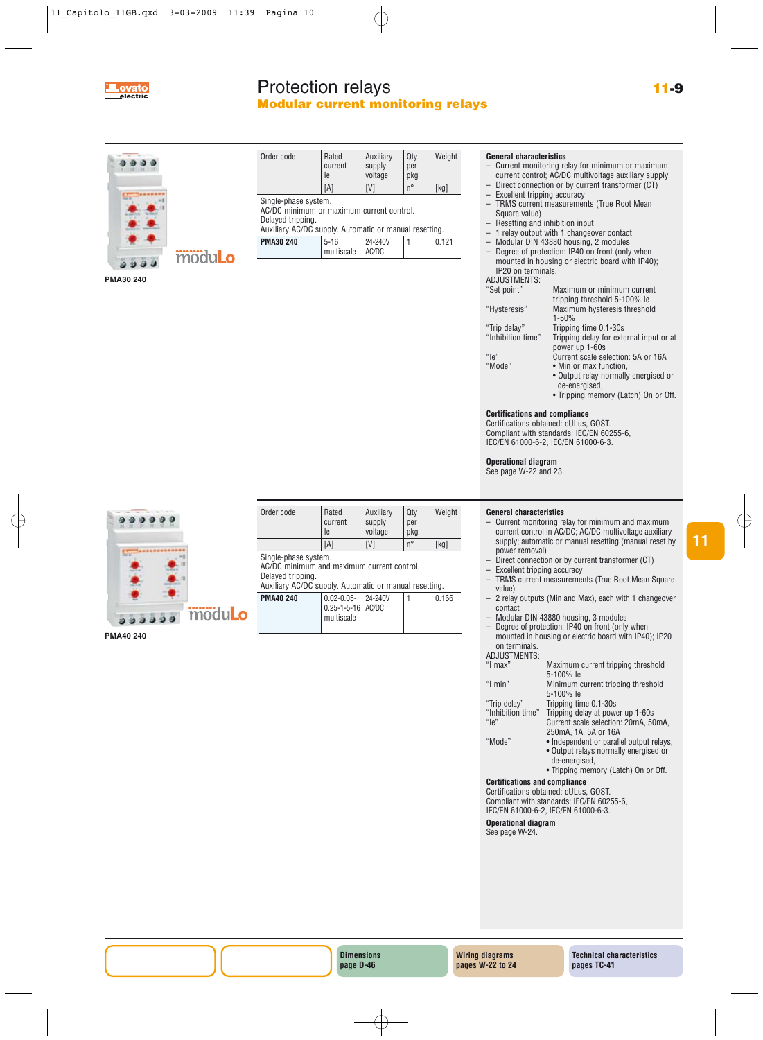# Protection relays

## Modular current monitoring relays

PMA30 240

| Order code | Rated current Ie | Auxiliary supply voltage | Qty per pkg | Weight |
|---|---|---|---|---|
| | [A] | [V] | n° | [kg] |
| Single-phase system. AC/DC minimum or maximum current control. Delayed tripping. Auxiliary AC/DC supply. Automatic or manual resetting. | | | | |
| **PMA30 240** | 5-16 multiscale | 24-240V AC/DC | 1 | 0.121 |

**General characteristics**

- Current monitoring relay for minimum or maximum current control; AC/DC multivoltage auxiliary supply
- Direct connection or by current transformer (CT)
- Excellent tripping accuracy
- TRMS current measurements (True Root Mean Square value)
- Resetting and inhibition input
- 1 relay output with 1 changeover contact
- Modular DIN 43880 housing, 2 modules
- Degree of protection: IP40 on front (only when mounted in housing or electric board with IP40); IP20 on terminals.

ADJUSTMENTS:

| | |
|---|---|
| "Set point" | Maximum or minimum current tripping threshold 5-100% Ie |
| "Hysteresis" | Maximum hysteresis threshold 1-50% |
| "Trip delay" | Tripping time 0.1-30s |
| "Inhibition time" | Tripping delay for external input or at power up 1-60s |
| "Ie" | Current scale selection: 5A or 16A |
| "Mode" | • Min or max function, • Output relay normally energised or de-energised, • Tripping memory (Latch) On or Off. |

**Certifications and compliance**

Certifications obtained: cULus, GOST.
Compliant with standards: IEC/EN 60255-6, IEC/EN 61000-6-2, IEC/EN 61000-6-3.

**Operational diagram**

See page W-22 and 23.

PMA40 240

| Order code | Rated current Ie | Auxiliary supply voltage | Qty per pkg | Weight |
|---|---|---|---|---|
| | [A] | [V] | n° | [kg] |
| Single-phase system. AC/DC minimum and maximum current control. Delayed tripping. Auxiliary AC/DC supply. Automatic or manual resetting. | | | | |
| **PMA40 240** | 0.02-0.05-0.25-1-5-16 multiscale | 24-240V AC/DC | 1 | 0.166 |

**General characteristics**

- Current monitoring relay for minimum and maximum current control in AC/DC; AC/DC multivoltage auxiliary supply; automatic or manual resetting (manual reset by power removal)
- Direct connection or by current transformer (CT)
- Excellent tripping accuracy
- TRMS current measurements (True Root Mean Square value)
- 2 relay outputs (Min and Max), each with 1 changeover contact
- Modular DIN 43880 housing, 3 modules
- Degree of protection: IP40 on front (only when mounted in housing or electric board with IP40); IP20 on terminals.

ADJUSTMENTS:

| | |
|---|---|
| "I max" | Maximum current tripping threshold 5-100% Ie |
| "I min" | Minimum current tripping threshold 5-100% Ie |
| "Trip delay" | Tripping time 0.1-30s |
| "Inhibition time" | Tripping delay at power up 1-60s |
| "Ie" | Current scale selection: 20mA, 50mA, 250mA, 1A, 5A or 16A |
| "Mode" | • Independent or parallel output relays, • Output relays normally energised or de-energised, • Tripping memory (Latch) On or Off. |

**Certifications and compliance**

Certifications obtained: cULus, GOST.
Compliant with standards: IEC/EN 60255-6, IEC/EN 61000-6-2, IEC/EN 61000-6-3.

**Operational diagram**

See page W-24.

**Dimensions** page D-46 | **Wiring diagrams** pages W-22 to 24 | **Technical characteristics** pages TC-41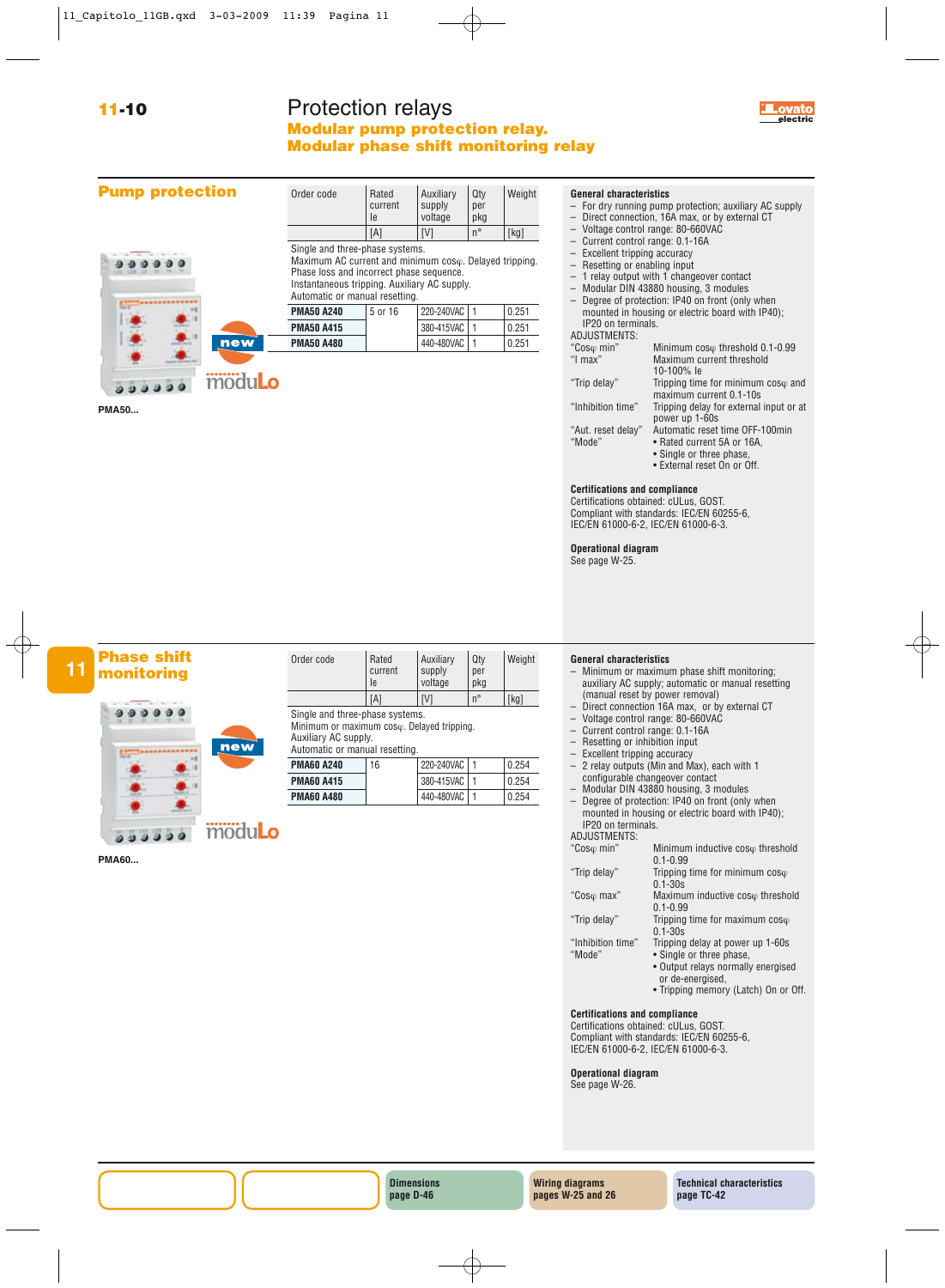# Protection relays

## Modular pump protection relay.
## Modular phase shift monitoring relay

## Pump protection

| Order code | Rated current Ie | Auxiliary supply voltage | Qty per pkg | Weight |
|---|---|---|---|---|
| | [A] | [V] | n° | [kg] |
| Single and three-phase systems. Maximum AC current and minimum cosφ. Delayed tripping. Phase loss and incorrect phase sequence. Instantaneous tripping. Auxiliary AC supply. Automatic or manual resetting. | | | | |
| **PMA50 A240** | 5 or 16 | 220-240VAC | 1 | 0.251 |
| **PMA50 A415** | | 380-415VAC | 1 | 0.251 |
| **PMA50 A480** | | 440-480VAC | 1 | 0.251 |

new

moduLo

PMA50...

**General characteristics**
- For dry running pump protection; auxiliary AC supply
- Direct connection, 16A max, or by external CT
- Voltage control range: 80-660VAC
- Current control range: 0.1-16A
- Excellent tripping accuracy
- Resetting or enabling input
- 1 relay output with 1 changeover contact
- Modular DIN 43880 housing, 3 modules
- Degree of protection: IP40 on front (only when mounted in housing or electric board with IP40); IP20 on terminals.

ADJUSTMENTS:

| | |
|---|---|
| "Cosφ min" | Minimum cosφ threshold 0.1-0.99 |
| "I max" | Maximum current threshold 10-100% Ie |
| "Trip delay" | Tripping time for minimum cosφ and maximum current 0.1-10s |
| "Inhibition time" | Tripping delay for external input or at power up 1-60s |
| "Aut. reset delay" | Automatic reset time OFF-100min |
| "Mode" | • Rated current 5A or 16A, • Single or three phase, • External reset On or Off. |

**Certifications and compliance**
Certifications obtained: cULus, GOST.
Compliant with standards: IEC/EN 60255-6, IEC/EN 61000-6-2, IEC/EN 61000-6-3.

**Operational diagram**
See page W-25.

## Phase shift monitoring

| Order code | Rated current Ie | Auxiliary supply voltage | Qty per pkg | Weight |
|---|---|---|---|---|
| | [A] | [V] | n° | [kg] |
| Single and three-phase systems. Minimum or maximum cosφ. Delayed tripping. Auxiliary AC supply. Automatic or manual resetting. | | | | |
| **PMA60 A240** | 16 | 220-240VAC | 1 | 0.254 |
| **PMA60 A415** | | 380-415VAC | 1 | 0.254 |
| **PMA60 A480** | | 440-480VAC | 1 | 0.254 |

new

moduLo

PMA60...

**General characteristics**
- Minimum or maximum phase shift monitoring; auxiliary AC supply; automatic or manual resetting (manual reset by power removal)
- Direct connection 16A max, or by external CT
- Voltage control range: 80-660VAC
- Current control range: 0.1-16A
- Resetting or inhibition input
- Excellent tripping accuracy
- 2 relay outputs (Min and Max), each with 1 configurable changeover contact
- Modular DIN 43880 housing, 3 modules
- Degree of protection: IP40 on front (only when mounted in housing or electric board with IP40); IP20 on terminals.

ADJUSTMENTS:

| | |
|---|---|
| "Cosφ min" | Minimum inductive cosφ threshold 0.1-0.99 |
| "Trip delay" | Tripping time for minimum cosφ 0.1-30s |
| "Cosφ max" | Maximum inductive cosφ threshold 0.1-0.99 |
| "Trip delay" | Tripping time for maximum cosφ 0.1-30s |
| "Inhibition time" | Tripping delay at power up 1-60s |
| "Mode" | • Single or three phase, • Output relays normally energised or de-energised, • Tripping memory (Latch) On or Off. |

**Certifications and compliance**
Certifications obtained: cULus, GOST.
Compliant with standards: IEC/EN 60255-6, IEC/EN 61000-6-2, IEC/EN 61000-6-3.

**Operational diagram**
See page W-26.

**Dimensions** page D-46 | **Wiring diagrams** pages W-25 and 26 | **Technical characteristics** page TC-42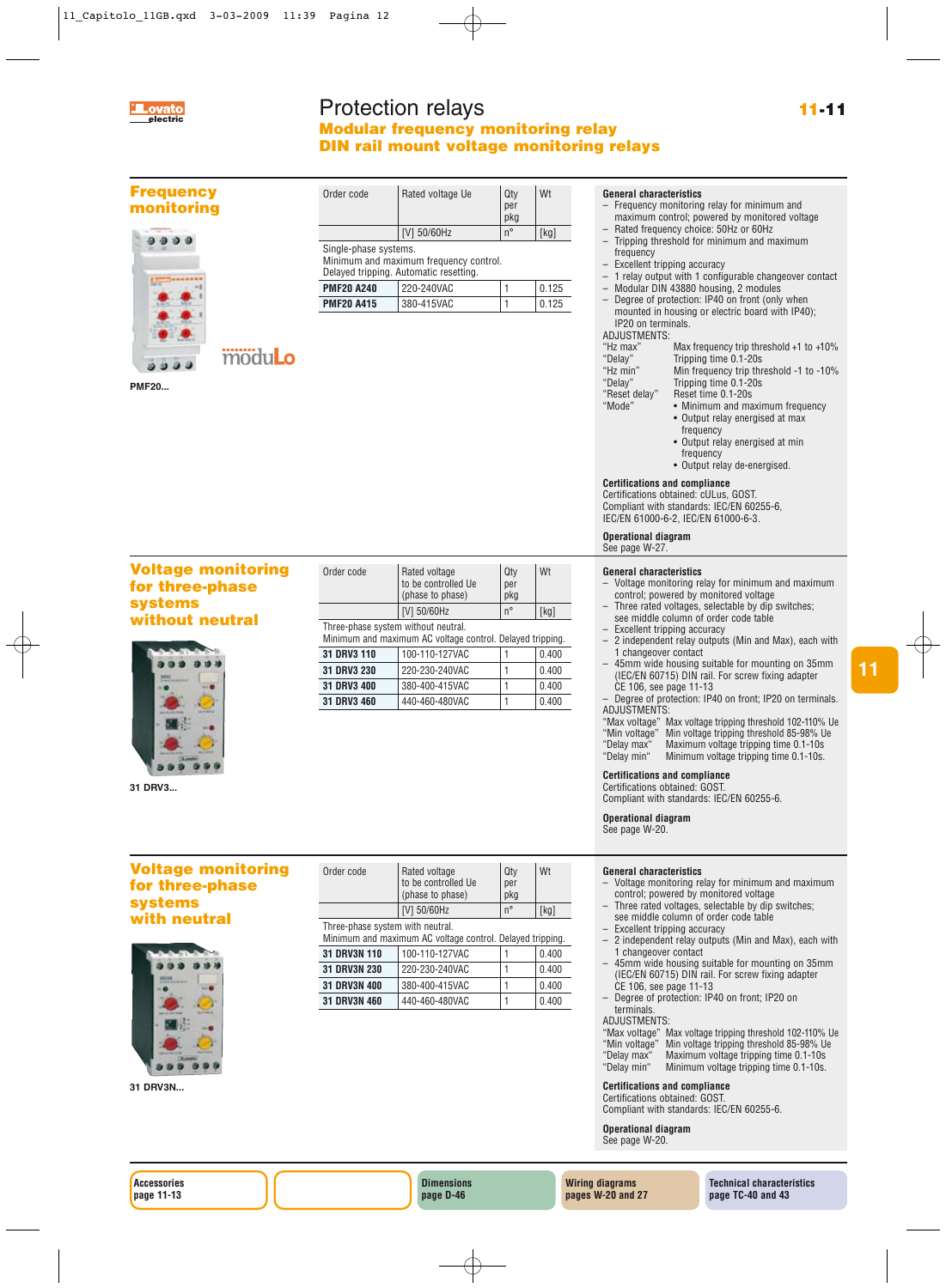# Protection relays

## Modular frequency monitoring relay
## DIN rail mount voltage monitoring relays

### Frequency monitoring

PMF20...

| Order code | Rated voltage Ue | Qty per pkg | Wt |
|---|---|---|---|
| | [V] 50/60Hz | n° | [kg] |
| Single-phase systems. Minimum and maximum frequency control. Delayed tripping. Automatic resetting. | | | |
| **PMF20 A240** | 220-240VAC | 1 | 0.125 |
| **PMF20 A415** | 380-415VAC | 1 | 0.125 |

**General characteristics**
- Frequency monitoring relay for minimum and maximum control; powered by monitored voltage
- Rated frequency choice: 50Hz or 60Hz
- Tripping threshold for minimum and maximum frequency
- Excellent tripping accuracy
- 1 relay output with 1 configurable changeover contact
- Modular DIN 43880 housing, 2 modules
- Degree of protection: IP40 on front (only when mounted in housing or electric board with IP40); IP20 on terminals.

ADJUSTMENTS:

| | |
|---|---|
| "Hz max" | Max frequency trip threshold +1 to +10% |
| "Delay" | Tripping time 0.1-20s |
| "Hz min" | Min frequency trip threshold -1 to -10% |
| "Delay" | Tripping time 0.1-20s |
| "Reset delay" | Reset time 0.1-20s |
| "Mode" | • Minimum and maximum frequency • Output relay energised at max frequency • Output relay energised at min frequency • Output relay de-energised. |

**Certifications and compliance**
Certifications obtained: cULus, GOST.
Compliant with standards: IEC/EN 60255-6, IEC/EN 61000-6-2, IEC/EN 61000-6-3.

**Operational diagram**
See page W-27.

### Voltage monitoring for three-phase systems without neutral

31 DRV3...

| Order code | Rated voltage to be controlled Ue (phase to phase) | Qty per pkg | Wt |
|---|---|---|---|
| | [V] 50/60Hz | n° | [kg] |
| Three-phase system without neutral. Minimum and maximum AC voltage control. Delayed tripping. | | | |
| **31 DRV3 110** | 100-110-127VAC | 1 | 0.400 |
| **31 DRV3 230** | 220-230-240VAC | 1 | 0.400 |
| **31 DRV3 400** | 380-400-415VAC | 1 | 0.400 |
| **31 DRV3 460** | 440-460-480VAC | 1 | 0.400 |

**General characteristics**
- Voltage monitoring relay for minimum and maximum control; powered by monitored voltage
- Three rated voltages, selectable by dip switches; see middle column of order code table
- Excellent tripping accuracy
- 2 independent relay outputs (Min and Max), each with 1 changeover contact
- 45mm wide housing suitable for mounting on 35mm (IEC/EN 60715) DIN rail. For screw fixing adapter CE 106, see page 11-13
- Degree of protection: IP40 on front; IP20 on terminals.

ADJUSTMENTS:

| | |
|---|---|
| "Max voltage" | Max voltage tripping threshold 102-110% Ue |
| "Min voltage" | Min voltage tripping threshold 85-98% Ue |
| "Delay max" | Maximum voltage trip time 0.1-10s |
| "Delay min" | Minimum voltage tripping time 0.1-10s. |

**Certifications and compliance**
Certifications obtained: GOST.
Compliant with standards: IEC/EN 60255-6.

**Operational diagram**
See page W-20.

### Voltage monitoring for three-phase systems with neutral

31 DRV3N...

| Order code | Rated voltage to be controlled Ue (phase to phase) | Qty per pkg | Wt |
|---|---|---|---|
| | [V] 50/60Hz | n° | [kg] |
| Three-phase system with neutral. Minimum and maximum AC voltage control. Delayed tripping. | | | |
| **31 DRV3N 110** | 100-110-127VAC | 1 | 0.400 |
| **31 DRV3N 230** | 220-230-240VAC | 1 | 0.400 |
| **31 DRV3N 400** | 380-400-415VAC | 1 | 0.400 |
| **31 DRV3N 460** | 440-460-480VAC | 1 | 0.400 |

**General characteristics**
- Voltage monitoring relay for minimum and maximum control; powered by monitored voltage
- Three rated voltages, selectable by dip switches; see middle column of order code table
- Excellent tripping accuracy
- 2 independent relay outputs (Min and Max), each with 1 changeover contact
- 45mm wide housing suitable for mounting on 35mm (IEC/EN 60715) DIN rail. For screw fixing adapter CE 106, see page 11-13
- Degree of protection: IP40 on front; IP20 on terminals.

ADJUSTMENTS:

| | |
|---|---|
| "Max voltage" | Max voltage tripping threshold 102-110% Ue |
| "Min voltage" | Min voltage tripping threshold 85-98% Ue |
| "Delay max" | Maximum voltage tripping time 0.1-10s |
| "Delay min" | Minimum voltage tripping time 0.1-10s. |

**Certifications and compliance**
Certifications obtained: GOST.
Compliant with standards: IEC/EN 60255-6.

**Operational diagram**
See page W-20.

| Accessories page 11-13 | | Dimensions page D-46 | Wiring diagrams pages W-20 and 27 | Technical characteristics page TC-40 and 43 |
|---|---|---|---|---|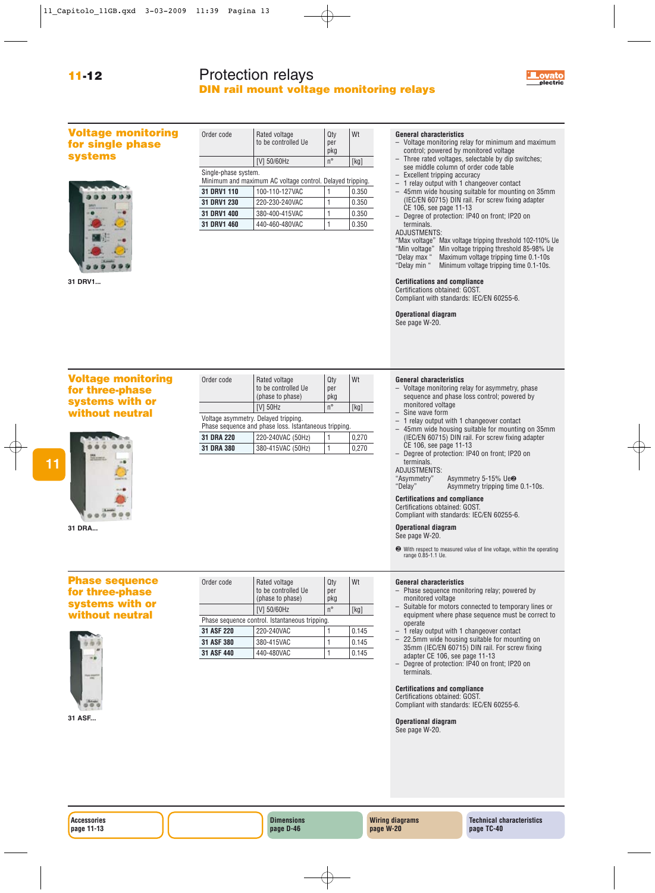# Protection relays

## DIN rail mount voltage monitoring relays

### Voltage monitoring for single phase systems

31 DRV1...

| Order code | Rated voltage to be controlled Ue | Qty per pkg | Wt |
|---|---|---|---|
| | [V] 50/60Hz | n° | [kg] |
| Single-phase system. Minimum and maximum AC voltage control. Delayed tripping. | | | |
| **31 DRV1 110** | 100-110-127VAC | 1 | 0.350 |
| **31 DRV1 230** | 220-230-240VAC | 1 | 0.350 |
| **31 DRV1 400** | 380-400-415VAC | 1 | 0.350 |
| **31 DRV1 460** | 440-460-480VAC | 1 | 0.350 |

**General characteristics**

- Voltage monitoring relay for minimum and maximum control; powered by monitored voltage
- Three rated voltages, selectable by dip switches; see middle column of order code table
- Excellent tripping accuracy
- 1 relay output with 1 changeover contact
- 45mm wide housing suitable for mounting on 35mm (IEC/EN 60715) DIN rail. For screw fixing adapter CE 106, see page 11-13
- Degree of protection: IP40 on front; IP20 on terminals.

ADJUSTMENTS:
"Max voltage" Max voltage tripping threshold 102-110% Ue
"Min voltage" Min voltage tripping threshold 85-98% Ue
"Delay max " Maximum voltage tripping time 0.1-10s
"Delay min " Minimum voltage tripping time 0.1-10s.

**Certifications and compliance**
Certifications obtained: GOST.
Compliant with standards: IEC/EN 60255-6.

**Operational diagram**
See page W-20.

### Voltage monitoring for three-phase systems with or without neutral

31 DRA...

| Order code | Rated voltage to be controlled Ue (phase to phase) | Qty per pkg | Wt |
|---|---|---|---|
| | [V] 50Hz | n° | [kg] |
| Voltage asymmetry. Delayed tripping. Phase sequence and phase loss. Istantaneous tripping. | | | |
| **31 DRA 220** | 220-240VAC (50Hz) | 1 | 0,270 |
| **31 DRA 380** | 380-415VAC (50Hz) | 1 | 0,270 |

**General characteristics**

- Voltage monitoring relay for asymmetry, phase sequence and phase loss control; powered by monitored voltage
- Sine wave form
- 1 relay output with 1 changeover contact
- 45mm wide housing suitable for mounting on 35mm (IEC/EN 60715) DIN rail. For screw fixing adapter CE 106, see page 11-13
- Degree of protection: IP40 on front; IP20 on terminals.

ADJUSTMENTS:
"Asymmetry" Asymmetry 5-15% Ue❷
"Delay" Asymmetry tripping time 0.1-10s.

**Certifications and compliance**
Certifications obtained: GOST.
Compliant with standards: IEC/EN 60255-6.

**Operational diagram**
See page W-20.

❷ With respect to measured value of line voltage, within the operating range 0.85-1.1 Ue.

### Phase sequence for three-phase systems with or without neutral

31 ASF...

| Order code | Rated voltage to be controlled Ue (phase to phase) | Qty per pkg | Wt |
|---|---|---|---|
| | [V] 50/60Hz | n° | [kg] |
| Phase sequence control. Istantaneous tripping. | | | |
| **31 ASF 220** | 220-240VAC | 1 | 0.145 |
| **31 ASF 380** | 380-415VAC | 1 | 0.145 |
| **31 ASF 440** | 440-480VAC | 1 | 0.145 |

**General characteristics**

- Phase sequence monitoring relay; powered by monitored voltage
- Suitable for motors connected to temporary lines or equipment where phase sequence must be correct to operate
- 1 relay output with 1 changeover contact
- 22.5mm wide housing suitable for mounting on 35mm (IEC/EN 60715) DIN rail. For screw fixing adapter CE 106, see page 11-13
- Degree of protection: IP40 on front; IP20 on terminals.

**Certifications and compliance**
Certifications obtained: GOST.
Compliant with standards: IEC/EN 60255-6.

**Operational diagram**
See page W-20.

**Accessories** page 11-13 | **Dimensions** page D-46 | **Wiring diagrams** page W-20 | **Technical characteristics** page TC-40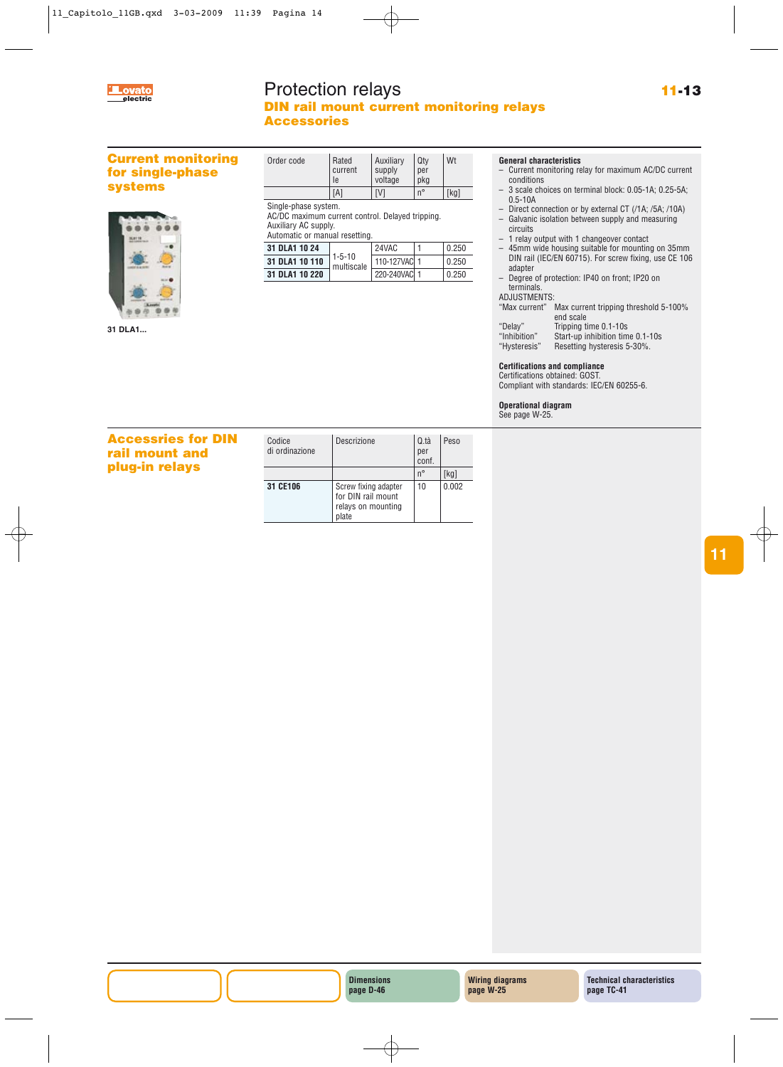# Protection relays

## DIN rail mount current monitoring relays
## Accessories

### Current monitoring for single-phase systems

31 DLA1...

| Order code | Rated current Ie | Auxiliary supply voltage | Qty per pkg | Wt |
|---|---|---|---|---|
| | [A] | [V] | n° | [kg] |
| Single-phase system. AC/DC maximum current control. Delayed tripping. Auxiliary AC supply. Automatic or manual resetting. | | | | |
| **31 DLA1 10 24** | 1-5-10 multiscale | 24VAC | 1 | 0.250 |
| **31 DLA1 10 110** | | 110-127VAC | 1 | 0.250 |
| **31 DLA1 10 220** | | 220-240VAC | 1 | 0.250 |

**General characteristics**
- Current monitoring relay for maximum AC/DC current conditions
- 3 scale choices on terminal block: 0.05-1A; 0.25-5A; 0.5-10A
- Direct connection or by external CT (/1A; /5A; /10A)
- Galvanic isolation between supply and measuring circuits
- 1 relay output with 1 changeover contact
- 45mm wide housing suitable for mounting on 35mm DIN rail (IEC/EN 60715). For screw fixing, use CE 106 adapter
- Degree of protection: IP40 on front; IP20 on terminals.

ADJUSTMENTS:

| | |
|---|---|
| "Max current" | Max current tripping threshold 5-100% end scale |
| "Delay" | Tripping time 0.1-10s |
| "Inhibition" | Start-up inhibition time 0.1-10s |
| "Hysteresis" | Resetting hysteresis 5-30%. |

**Certifications and compliance**
Certifications obtained: GOST.
Compliant with standards: IEC/EN 60255-6.

**Operational diagram**
See page W-25.

### Accessries for DIN rail mount and plug-in relays

| Codice di ordinazione | Descrizione | Q.tà per conf. | Peso |
|---|---|---|---|
| | | n° | [kg] |
| **31 CE106** | Screw fixing adapter for DIN rail mount relays on mounting plate | 10 | 0.002 |

**Dimensions** page D-46 | **Wiring diagrams** page W-25 | **Technical characteristics** page TC-41